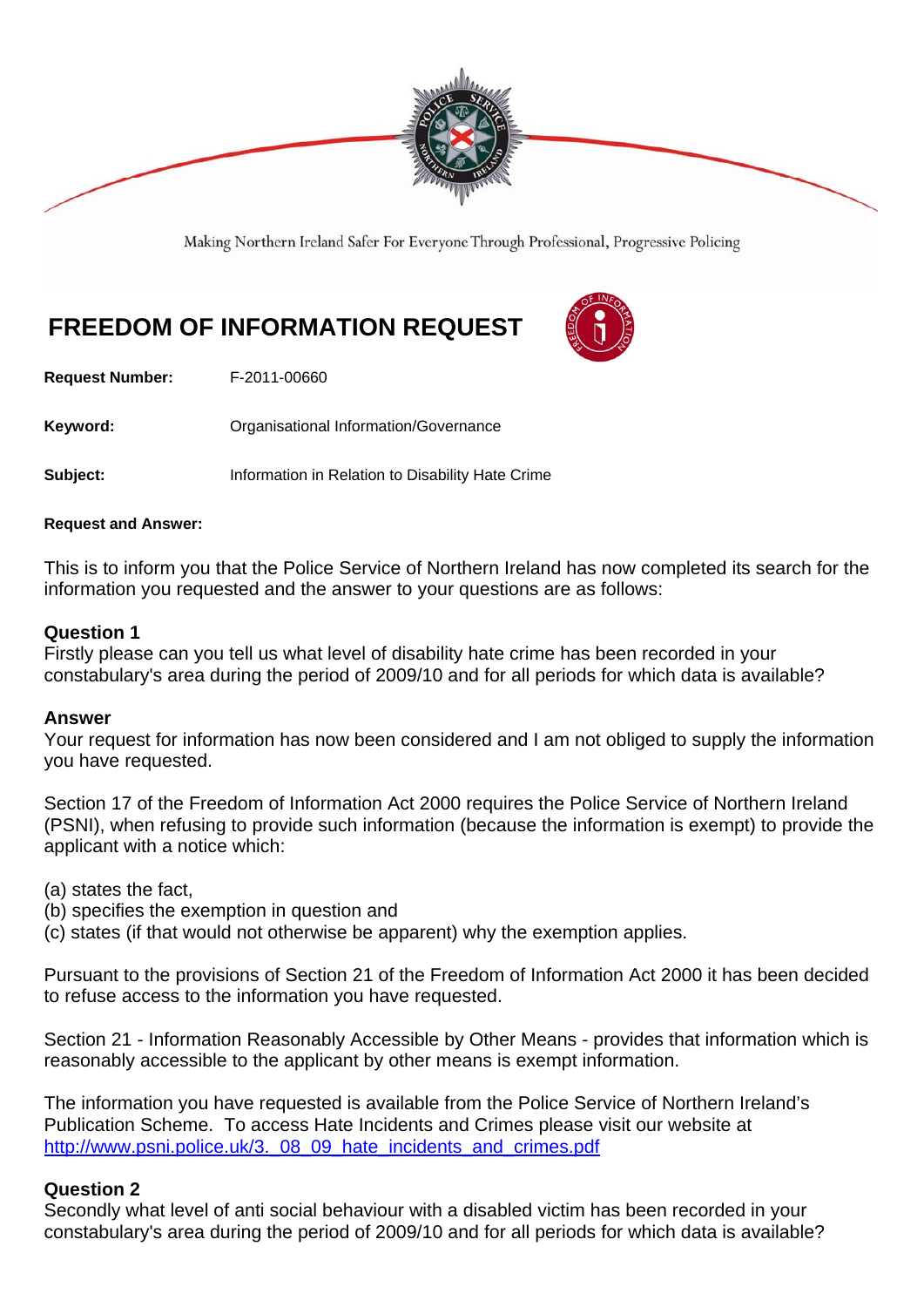Making Northern Ireland Safer For Everyone Through Professional, Progressive Policing

# FREEDOM OF INFORMATION REQUEST

**Request Number:** F-2011-00660

**Keyword:** Organisational Information/Governance

**Subject:** Information in Relation to Disability Hate Crime

**Request and Answer:**

This is to inform you that the Police Service of Northern Ireland has now completed its search for the information you requested and the answer to your questions are as follows:

### Question 1
Firstly please can you tell us what level of disability hate crime has been recorded in your constabulary's area during the period of 2009/10 and for all periods for which data is available?

### Answer
Your request for information has now been considered and I am not obliged to supply the information you have requested.

Section 17 of the Freedom of Information Act 2000 requires the Police Service of Northern Ireland (PSNI), when refusing to provide such information (because the information is exempt) to provide the applicant with a notice which:

(a) states the fact,
(b) specifies the exemption in question and
(c) states (if that would not otherwise be apparent) why the exemption applies.

Pursuant to the provisions of Section 21 of the Freedom of Information Act 2000 it has been decided to refuse access to the information you have requested.

Section 21 - Information Reasonably Accessible by Other Means - provides that information which is reasonably accessible to the applicant by other means is exempt information.

The information you have requested is available from the Police Service of Northern Ireland's Publication Scheme. To access Hate Incidents and Crimes please visit our website at http://www.psni.police.uk/3._08_09_hate_incidents_and_crimes.pdf

### Question 2
Secondly what level of anti social behaviour with a disabled victim has been recorded in your constabulary's area during the period of 2009/10 and for all periods for which data is available?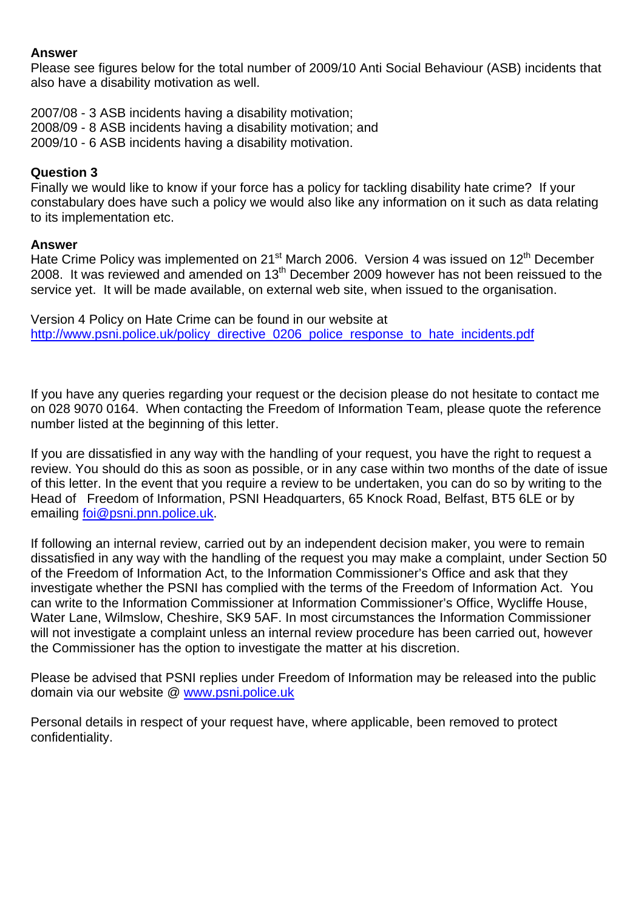**Answer**
Please see figures below for the total number of 2009/10 Anti Social Behaviour (ASB) incidents that also have a disability motivation as well.

2007/08 - 3 ASB incidents having a disability motivation;
2008/09 - 8 ASB incidents having a disability motivation; and
2009/10 - 6 ASB incidents having a disability motivation.

**Question 3**
Finally we would like to know if your force has a policy for tackling disability hate crime? If your constabulary does have such a policy we would also like any information on it such as data relating to its implementation etc.

**Answer**
Hate Crime Policy was implemented on 21st March 2006. Version 4 was issued on 12th December 2008. It was reviewed and amended on 13th December 2009 however has not been reissued to the service yet. It will be made available, on external web site, when issued to the organisation.

Version 4 Policy on Hate Crime can be found in our website at
http://www.psni.police.uk/policy_directive_0206_police_response_to_hate_incidents.pdf

If you have any queries regarding your request or the decision please do not hesitate to contact me on 028 9070 0164. When contacting the Freedom of Information Team, please quote the reference number listed at the beginning of this letter.

If you are dissatisfied in any way with the handling of your request, you have the right to request a review. You should do this as soon as possible, or in any case within two months of the date of issue of this letter. In the event that you require a review to be undertaken, you can do so by writing to the Head of Freedom of Information, PSNI Headquarters, 65 Knock Road, Belfast, BT5 6LE or by emailing foi@psni.pnn.police.uk.

If following an internal review, carried out by an independent decision maker, you were to remain dissatisfied in any way with the handling of the request you may make a complaint, under Section 50 of the Freedom of Information Act, to the Information Commissioner's Office and ask that they investigate whether the PSNI has complied with the terms of the Freedom of Information Act. You can write to the Information Commissioner at Information Commissioner's Office, Wycliffe House, Water Lane, Wilmslow, Cheshire, SK9 5AF. In most circumstances the Information Commissioner will not investigate a complaint unless an internal review procedure has been carried out, however the Commissioner has the option to investigate the matter at his discretion.

Please be advised that PSNI replies under Freedom of Information may be released into the public domain via our website @ www.psni.police.uk

Personal details in respect of your request have, where applicable, been removed to protect confidentiality.